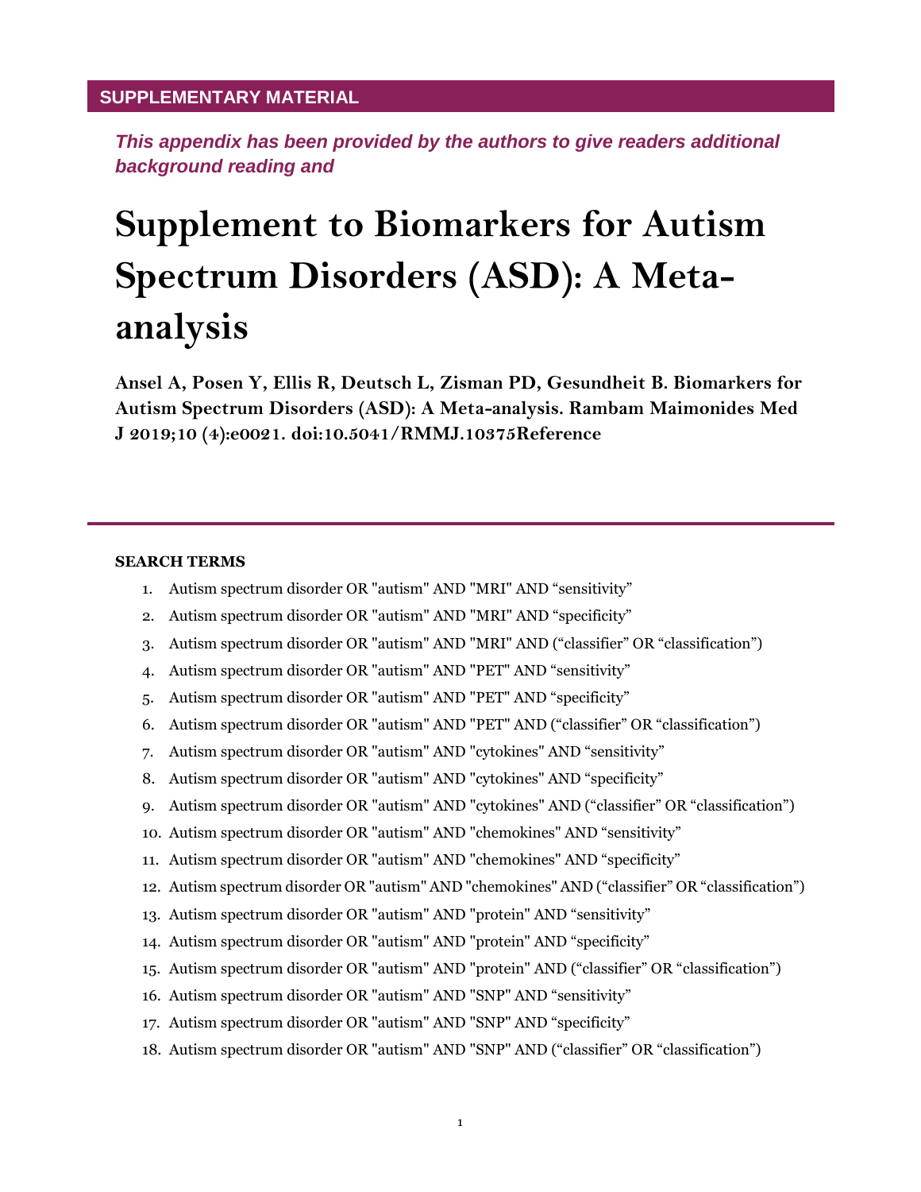## SUPPLEMENTARY MATERIAL

***This appendix has been provided by the authors to give readers additional background reading and***

# Supplement to Biomarkers for Autism Spectrum Disorders (ASD): A Meta-analysis

**Ansel A, Posen Y, Ellis R, Deutsch L, Zisman PD, Gesundheit B. Biomarkers for Autism Spectrum Disorders (ASD): A Meta-analysis. Rambam Maimonides Med J 2019;10 (4):e0021. doi:10.5041/RMMJ.10375Reference**

---

**SEARCH TERMS**

1. Autism spectrum disorder OR "autism" AND "MRI" AND “sensitivity”
2. Autism spectrum disorder OR "autism" AND "MRI" AND “specificity”
3. Autism spectrum disorder OR "autism" AND "MRI" AND (“classifier” OR “classification”)
4. Autism spectrum disorder OR "autism" AND "PET" AND “sensitivity”
5. Autism spectrum disorder OR "autism" AND "PET" AND “specificity”
6. Autism spectrum disorder OR "autism" AND "PET" AND (“classifier” OR “classification”)
7. Autism spectrum disorder OR "autism" AND "cytokines" AND “sensitivity”
8. Autism spectrum disorder OR "autism" AND "cytokines" AND “specificity”
9. Autism spectrum disorder OR "autism" AND "cytokines" AND (“classifier” OR “classification”)
10. Autism spectrum disorder OR "autism" AND "chemokines" AND “sensitivity”
11. Autism spectrum disorder OR "autism" AND "chemokines" AND “specificity”
12. Autism spectrum disorder OR "autism" AND "chemokines" AND (“classifier” OR “classification”)
13. Autism spectrum disorder OR "autism" AND "protein" AND “sensitivity”
14. Autism spectrum disorder OR "autism" AND "protein" AND “specificity”
15. Autism spectrum disorder OR "autism" AND "protein" AND (“classifier” OR “classification”)
16. Autism spectrum disorder OR "autism" AND "SNP" AND “sensitivity”
17. Autism spectrum disorder OR "autism" AND "SNP" AND “specificity”
18. Autism spectrum disorder OR "autism" AND "SNP" AND (“classifier” OR “classification”)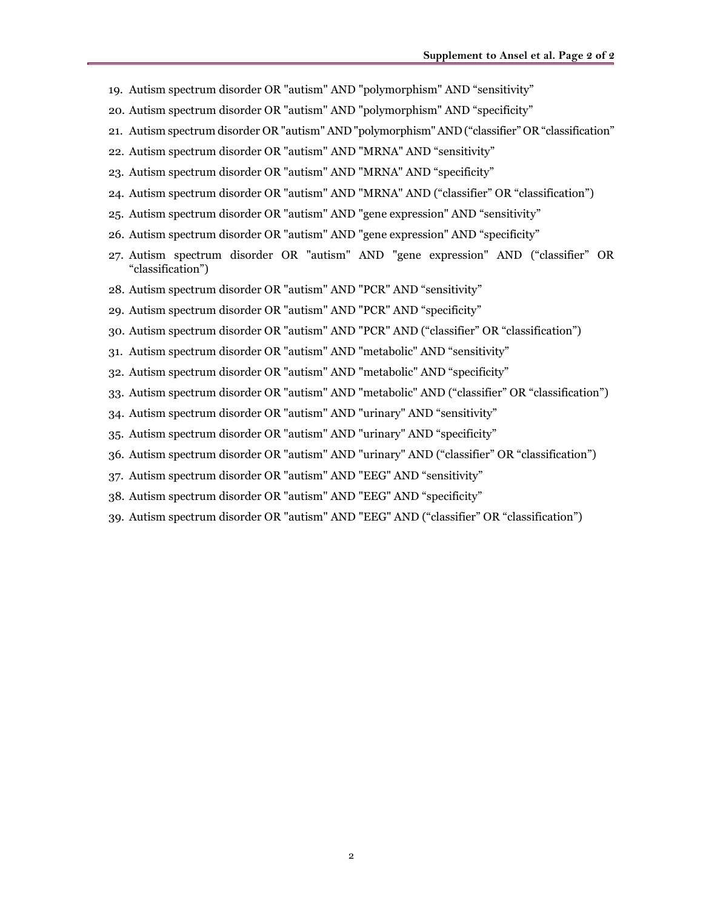19. Autism spectrum disorder OR "autism" AND "polymorphism" AND “sensitivity”
20. Autism spectrum disorder OR "autism" AND "polymorphism" AND “specificity”
21. Autism spectrum disorder OR "autism" AND "polymorphism" AND (“classifier” OR “classification”
22. Autism spectrum disorder OR "autism" AND "MRNA" AND “sensitivity”
23. Autism spectrum disorder OR "autism" AND "MRNA" AND “specificity”
24. Autism spectrum disorder OR "autism" AND "MRNA" AND (“classifier” OR “classification”)
25. Autism spectrum disorder OR "autism" AND "gene expression" AND “sensitivity”
26. Autism spectrum disorder OR "autism" AND "gene expression" AND “specificity”
27. Autism spectrum disorder OR "autism" AND "gene expression" AND (“classifier” OR “classification”)
28. Autism spectrum disorder OR "autism" AND "PCR" AND “sensitivity”
29. Autism spectrum disorder OR "autism" AND "PCR" AND “specificity”
30. Autism spectrum disorder OR "autism" AND "PCR" AND (“classifier” OR “classification”)
31. Autism spectrum disorder OR "autism" AND "metabolic" AND “sensitivity”
32. Autism spectrum disorder OR "autism" AND "metabolic" AND “specificity”
33. Autism spectrum disorder OR "autism" AND "metabolic" AND (“classifier” OR “classification”)
34. Autism spectrum disorder OR "autism" AND "urinary" AND “sensitivity”
35. Autism spectrum disorder OR "autism" AND "urinary" AND “specificity”
36. Autism spectrum disorder OR "autism" AND "urinary" AND (“classifier” OR “classification”)
37. Autism spectrum disorder OR "autism" AND "EEG" AND “sensitivity”
38. Autism spectrum disorder OR "autism" AND "EEG" AND “specificity”
39. Autism spectrum disorder OR "autism" AND "EEG" AND (“classifier” OR “classification”)